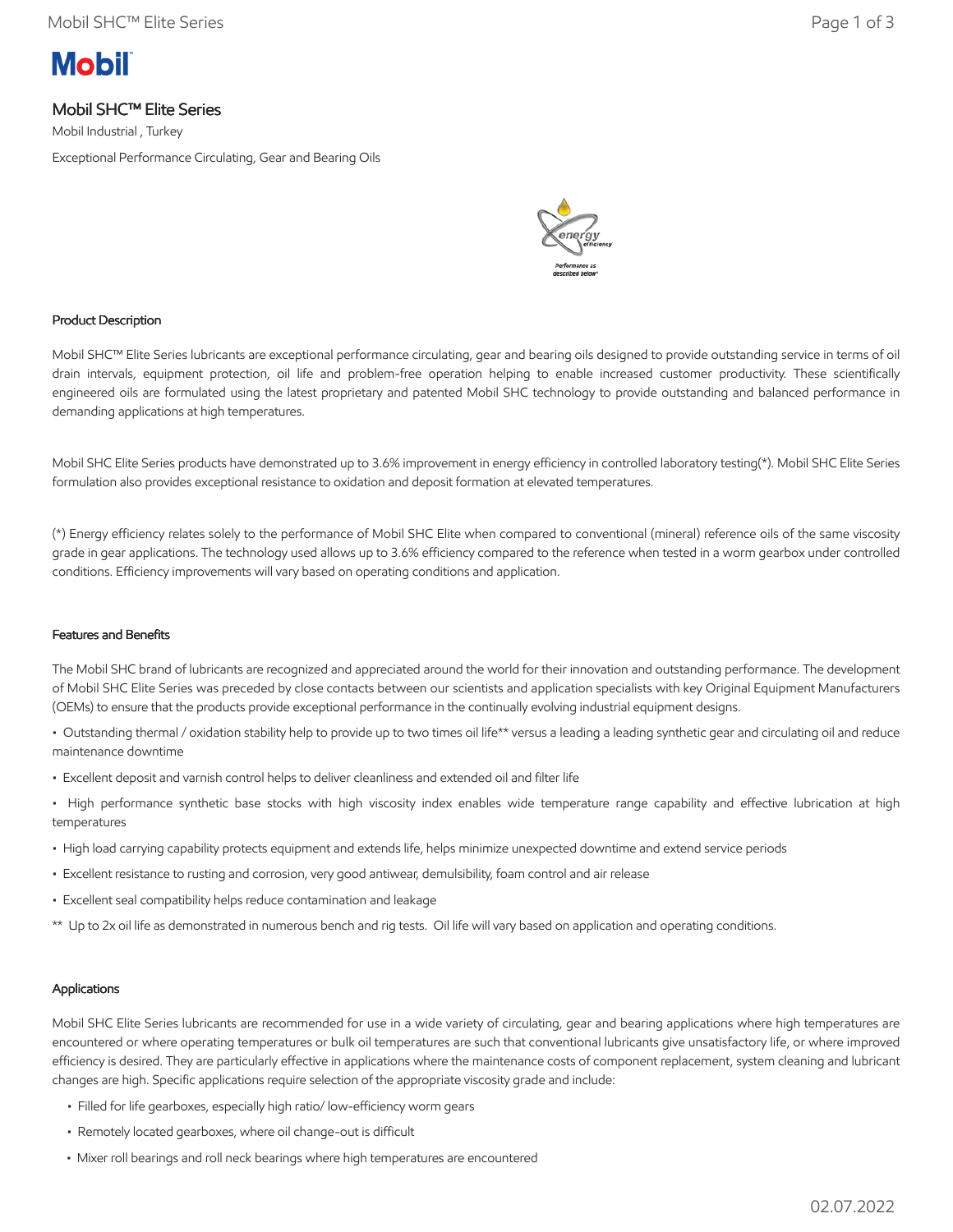# Mobil SHC™ Elite Series

Mobil Industrial , Turkey

Exceptional Performance Circulating, Gear and Bearing Oils

### Product Description

Mobil SHC™ Elite Series lubricants are exceptional performance circulating, gear and bearing oils designed to provide outstanding service in terms of oil drain intervals, equipment protection, oil life and problem-free operation helping to enable increased customer productivity. These scientifically engineered oils are formulated using the latest proprietary and patented Mobil SHC technology to provide outstanding and balanced performance in demanding applications at high temperatures.

Mobil SHC Elite Series products have demonstrated up to 3.6% improvement in energy efficiency in controlled laboratory testing(*). Mobil SHC Elite Series formulation also provides exceptional resistance to oxidation and deposit formation at elevated temperatures.

(*) Energy efficiency relates solely to the performance of Mobil SHC Elite when compared to conventional (mineral) reference oils of the same viscosity grade in gear applications. The technology used allows up to 3.6% efficiency compared to the reference when tested in a worm gearbox under controlled conditions. Efficiency improvements will vary based on operating conditions and application.

### Features and Benefits

The Mobil SHC brand of lubricants are recognized and appreciated around the world for their innovation and outstanding performance. The development of Mobil SHC Elite Series was preceded by close contacts between our scientists and application specialists with key Original Equipment Manufacturers (OEMs) to ensure that the products provide exceptional performance in the continually evolving industrial equipment designs.

- Outstanding thermal / oxidation stability help to provide up to two times oil life** versus a leading a leading synthetic gear and circulating oil and reduce maintenance downtime
- Excellent deposit and varnish control helps to deliver cleanliness and extended oil and filter life
- High performance synthetic base stocks with high viscosity index enables wide temperature range capability and effective lubrication at high temperatures
- High load carrying capability protects equipment and extends life, helps minimize unexpected downtime and extend service periods
- Excellent resistance to rusting and corrosion, very good antiwear, demulsibility, foam control and air release
- Excellent seal compatibility helps reduce contamination and leakage

** Up to 2x oil life as demonstrated in numerous bench and rig tests. Oil life will vary based on application and operating conditions.

### Applications

Mobil SHC Elite Series lubricants are recommended for use in a wide variety of circulating, gear and bearing applications where high temperatures are encountered or where operating temperatures or bulk oil temperatures are such that conventional lubricants give unsatisfactory life, or where improved efficiency is desired. They are particularly effective in applications where the maintenance costs of component replacement, system cleaning and lubricant changes are high. Specific applications require selection of the appropriate viscosity grade and include:

- Filled for life gearboxes, especially high ratio/ low-efficiency worm gears
- Remotely located gearboxes, where oil change-out is difficult
- Mixer roll bearings and roll neck bearings where high temperatures are encountered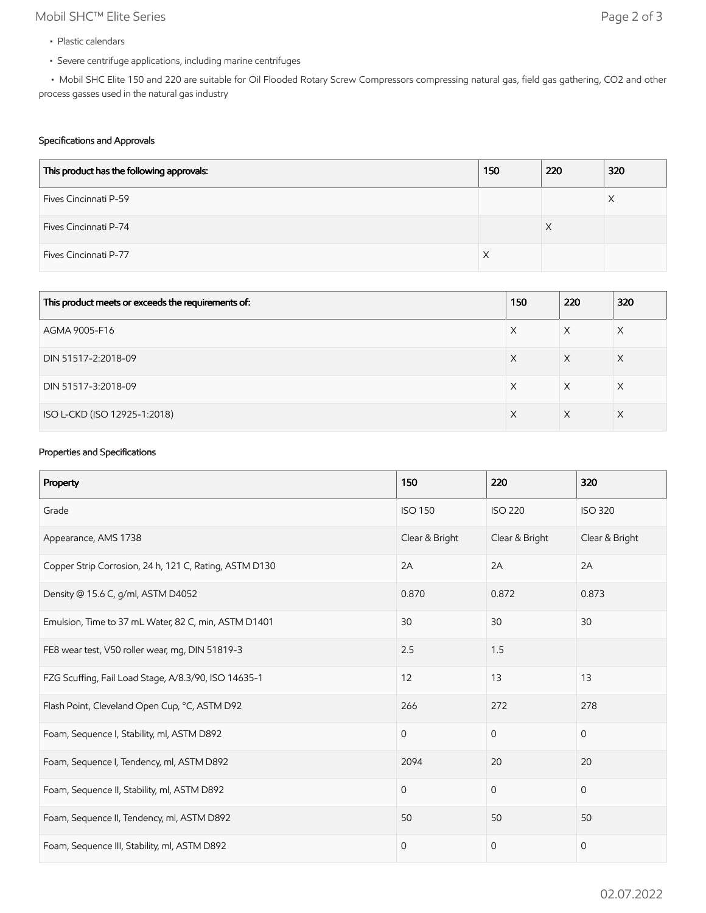- Plastic calendars
- Severe centrifuge applications, including marine centrifuges
- Mobil SHC Elite 150 and 220 are suitable for Oil Flooded Rotary Screw Compressors compressing natural gas, field gas gathering, $CO_2$ and other process gasses used in the natural gas industry

### Specifications and Approvals

| This product has the following approvals: | 150 | 220 | 320 |
|---|---|---|---|
| Fives Cincinnati P-59 | | | X |
| Fives Cincinnati P-74 | | X | |
| Fives Cincinnati P-77 | X | | |

| This product meets or exceeds the requirements of: | 150 | 220 | 320 |
|---|---|---|---|
| AGMA 9005-F16 | X | X | X |
| DIN 51517-2:2018-09 | X | X | X |
| DIN 51517-3:2018-09 | X | X | X |
| ISO L-CKD (ISO 12925-1:2018) | X | X | X |

### Properties and Specifications

| Property | 150 | 220 | 320 |
|---|---|---|---|
| Grade | ISO 150 | ISO 220 | ISO 320 |
| Appearance, AMS 1738 | Clear & Bright | Clear & Bright | Clear & Bright |
| Copper Strip Corrosion, 24 h, 121 C, Rating, ASTM D130 | 2A | 2A | 2A |
| Density @ 15.6 C, g/ml, ASTM D4052 | 0.870 | 0.872 | 0.873 |
| Emulsion, Time to 37 mL Water, 82 C, min, ASTM D1401 | 30 | 30 | 30 |
| FE8 wear test, V50 roller wear, mg, DIN 51819-3 | 2.5 | 1.5 | |
| FZG Scuffing, Fail Load Stage, A/8.3/90, ISO 14635-1 | 12 | 13 | 13 |
| Flash Point, Cleveland Open Cup, °C, ASTM D92 | 266 | 272 | 278 |
| Foam, Sequence I, Stability, ml, ASTM D892 | 0 | 0 | 0 |
| Foam, Sequence I, Tendency, ml, ASTM D892 | 2094 | 20 | 20 |
| Foam, Sequence II, Stability, ml, ASTM D892 | 0 | 0 | 0 |
| Foam, Sequence II, Tendency, ml, ASTM D892 | 50 | 50 | 50 |
| Foam, Sequence III, Stability, ml, ASTM D892 | 0 | 0 | 0 |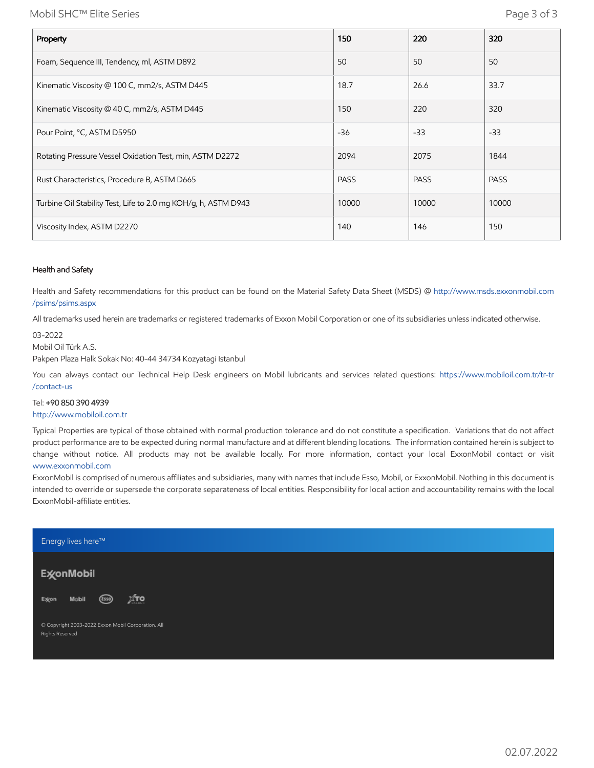| Property | 150 | 220 | 320 |
| --- | --- | --- | --- |
| Foam, Sequence III, Tendency, ml, ASTM D892 | 50 | 50 | 50 |
| Kinematic Viscosity @ 100 C, mm2/s, ASTM D445 | 18.7 | 26.6 | 33.7 |
| Kinematic Viscosity @ 40 C, mm2/s, ASTM D445 | 150 | 220 | 320 |
| Pour Point, °C, ASTM D5950 | -36 | -33 | -33 |
| Rotating Pressure Vessel Oxidation Test, min, ASTM D2272 | 2094 | 2075 | 1844 |
| Rust Characteristics, Procedure B, ASTM D665 | PASS | PASS | PASS |
| Turbine Oil Stability Test, Life to 2.0 mg KOH/g, h, ASTM D943 | 10000 | 10000 | 10000 |
| Viscosity Index, ASTM D2270 | 140 | 146 | 150 |

### Health and Safety

Health and Safety recommendations for this product can be found on the Material Safety Data Sheet (MSDS) @ http://www.msds.exxonmobil.com/psims/psims.aspx

All trademarks used herein are trademarks or registered trademarks of Exxon Mobil Corporation or one of its subsidiaries unless indicated otherwise.

03-2022
Mobil Oil Türk A.S.
Pakpen Plaza Halk Sokak No: 40-44 34734 Kozyatagi Istanbul

You can always contact our Technical Help Desk engineers on Mobil lubricants and services related questions: https://www.mobiloil.com.tr/tr-tr/contact-us

Tel: +90 850 390 4939
http://www.mobiloil.com.tr

Typical Properties are typical of those obtained with normal production tolerance and do not constitute a specification. Variations that do not affect product performance are to be expected during normal manufacture and at different blending locations. The information contained herein is subject to change without notice. All products may not be available locally. For more information, contact your local ExxonMobil contact or visit www.exxonmobil.com
ExxonMobil is comprised of numerous affiliates and subsidiaries, many with names that include Esso, Mobil, or ExxonMobil. Nothing in this document is intended to override or supersede the corporate separateness of local entities. Responsibility for local action and accountability remains with the local ExxonMobil-affiliate entities.

Energy lives here™

ExxonMobil

Exxon Mobil Esso XTO

© Copyright 2003-2022 Exxon Mobil Corporation. All Rights Reserved